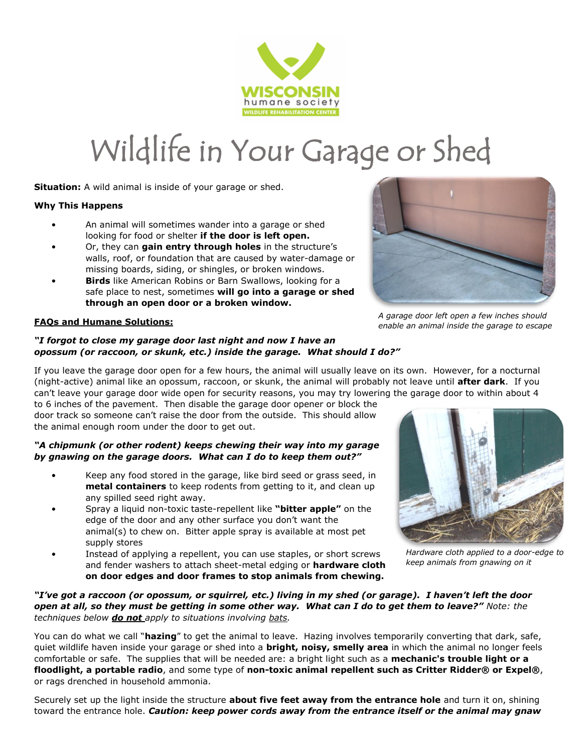WISCONSIN humane society WILDLIFE REHABILITATION CENTER

# Wildlife in Your Garage or Shed

**Situation:** A wild animal is inside of your garage or shed.

**Why This Happens**

- An animal will sometimes wander into a garage or shed looking for food or shelter **if the door is left open.**
- Or, they can **gain entry through holes** in the structure's walls, roof, or foundation that are caused by water-damage or missing boards, siding, or shingles, or broken windows.
- **Birds** like American Robins or Barn Swallows, looking for a safe place to nest, sometimes **will go into a garage or shed through an open door or a broken window.**

*A garage door left open a few inches should enable an animal inside the garage to escape*

**FAQs and Humane Solutions:**

***"I forgot to close my garage door last night and now I have an opossum (or raccoon, or skunk, etc.) inside the garage. What should I do?"***

If you leave the garage door open for a few hours, the animal will usually leave on its own. However, for a nocturnal (night-active) animal like an opossum, raccoon, or skunk, the animal will probably not leave until **after dark**. If you can't leave your garage door wide open for security reasons, you may try lowering the garage door to within about 4 to 6 inches of the pavement. Then disable the garage door opener or block the door track so someone can't raise the door from the outside. This should allow the animal enough room under the door to get out.

***"A chipmunk (or other rodent) keeps chewing their way into my garage by gnawing on the garage doors. What can I do to keep them out?"***

- Keep any food stored in the garage, like bird seed or grass seed, in **metal containers** to keep rodents from getting to it, and clean up any spilled seed right away.
- Spray a liquid non-toxic taste-repellent like **"bitter apple"** on the edge of the door and any other surface you don't want the animal(s) to chew on. Bitter apple spray is available at most pet supply stores
- Instead of applying a repellent, you can use staples, or short screws and fender washers to attach sheet-metal edging or **hardware cloth on door edges and door frames to stop animals from chewing.**

*Hardware cloth applied to a door-edge to keep animals from gnawing on it*

***"I've got a raccoon (or opossum, or squirrel, etc.) living in my shed (or garage). I haven't left the door open at all, so they must be getting in some other way. What can I do to get them to leave?"*** *Note: the techniques below **do not** apply to situations involving bats.*

You can do what we call "**hazing**" to get the animal to leave. Hazing involves temporarily converting that dark, safe, quiet wildlife haven inside your garage or shed into a **bright, noisy, smelly area** in which the animal no longer feels comfortable or safe. The supplies that will be needed are: a bright light such as a **mechanic's trouble light or a floodlight, a portable radio**, and some type of **non-toxic animal repellent such as Critter Ridder® or Expel®**, or rags drenched in household ammonia.

Securely set up the light inside the structure **about five feet away from the entrance hole** and turn it on, shining toward the entrance hole. ***Caution: keep power cords away from the entrance itself or the animal may gnaw***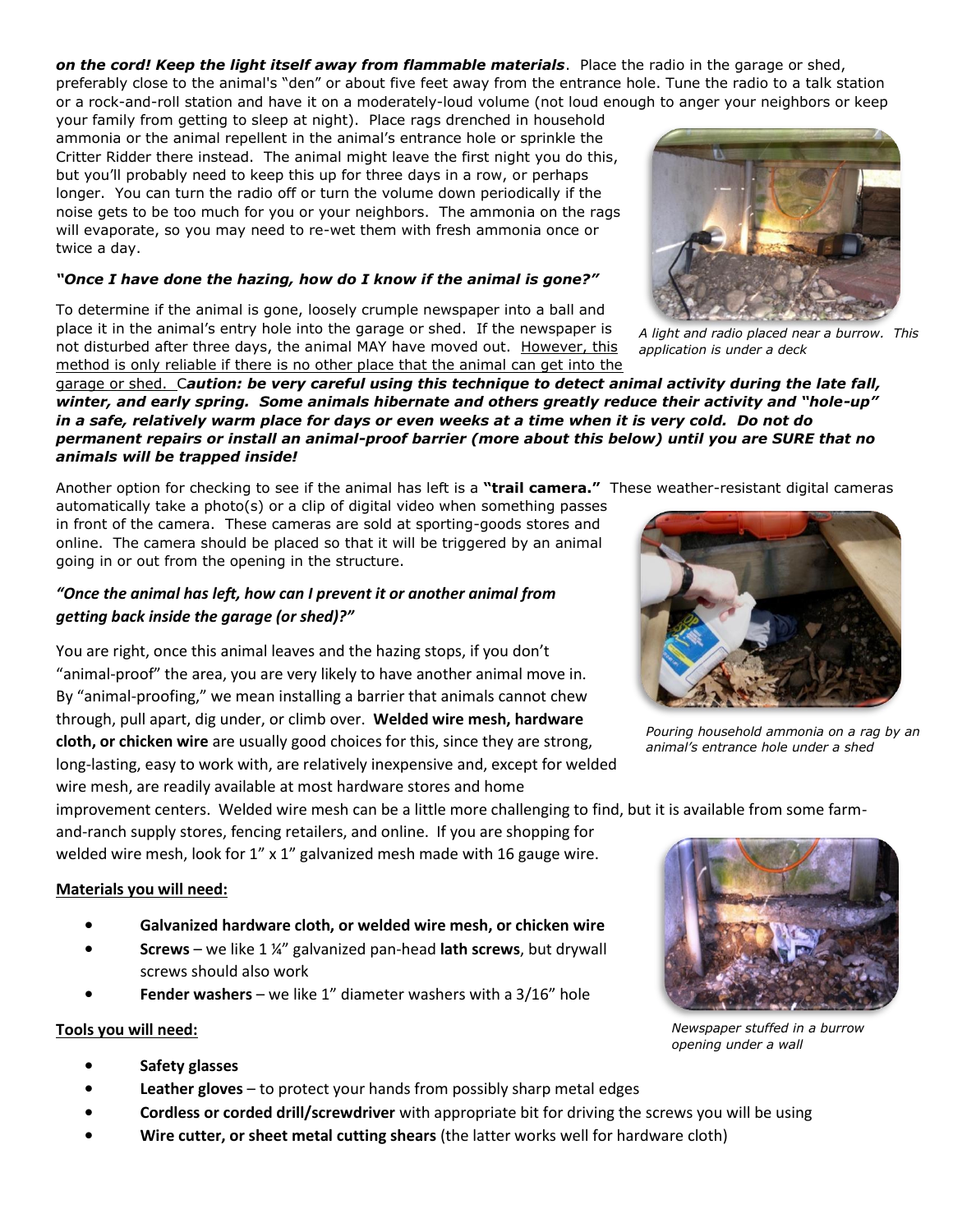***on the cord! Keep the light itself away from flammable materials***. Place the radio in the garage or shed, preferably close to the animal's "den" or about five feet away from the entrance hole. Tune the radio to a talk station or a rock-and-roll station and have it on a moderately-loud volume (not loud enough to anger your neighbors or keep your family from getting to sleep at night). Place rags drenched in household ammonia or the animal repellent in the animal's entrance hole or sprinkle the Critter Ridder there instead. The animal might leave the first night you do this, but you'll probably need to keep this up for three days in a row, or perhaps longer. You can turn the radio off or turn the volume down periodically if the noise gets to be too much for you or your neighbors. The ammonia on the rags will evaporate, so you may need to re-wet them with fresh ammonia once or twice a day.

*A light and radio placed near a burrow. This application is under a deck*

***"Once I have done the hazing, how do I know if the animal is gone?"***

To determine if the animal is gone, loosely crumple newspaper into a ball and place it in the animal's entry hole into the garage or shed. If the newspaper is not disturbed after three days, the animal MAY have moved out. However, this method is only reliable if there is no other place that the animal can get into the garage or shed. C***aution: be very careful using this technique to detect animal activity during the late fall, winter, and early spring. Some animals hibernate and others greatly reduce their activity and "hole-up" in a safe, relatively warm place for days or even weeks at a time when it is very cold. Do not do permanent repairs or install an animal-proof barrier (more about this below) until you are SURE that no animals will be trapped inside!***

Another option for checking to see if the animal has left is a **"trail camera."** These weather-resistant digital cameras automatically take a photo(s) or a clip of digital video when something passes in front of the camera. These cameras are sold at sporting-goods stores and online. The camera should be placed so that it will be triggered by an animal going in or out from the opening in the structure.

***"Once the animal has left, how can I prevent it or another animal from getting back inside the garage (or shed)?"***

You are right, once this animal leaves and the hazing stops, if you don't "animal-proof" the area, you are very likely to have another animal move in. By "animal-proofing," we mean installing a barrier that animals cannot chew through, pull apart, dig under, or climb over. **Welded wire mesh, hardware cloth, or chicken wire** are usually good choices for this, since they are strong, long-lasting, easy to work with, are relatively inexpensive and, except for welded wire mesh, are readily available at most hardware stores and home improvement centers. Welded wire mesh can be a little more challenging to find, but it is available from some farm-and-ranch supply stores, fencing retailers, and online. If you are shopping for welded wire mesh, look for 1" x 1" galvanized mesh made with 16 gauge wire.

*Pouring household ammonia on a rag by an animal's entrance hole under a shed*

**Materials you will need:**

- **Galvanized hardware cloth, or welded wire mesh, or chicken wire**
- **Screws** – we like 1 ¼" galvanized pan-head **lath screws**, but drywall screws should also work
- **Fender washers** – we like 1" diameter washers with a 3/16" hole

*Newspaper stuffed in a burrow opening under a wall*

**Tools you will need:**

- **Safety glasses**
- **Leather gloves** – to protect your hands from possibly sharp metal edges
- **Cordless or corded drill/screwdriver** with appropriate bit for driving the screws you will be using
- **Wire cutter, or sheet metal cutting shears** (the latter works well for hardware cloth)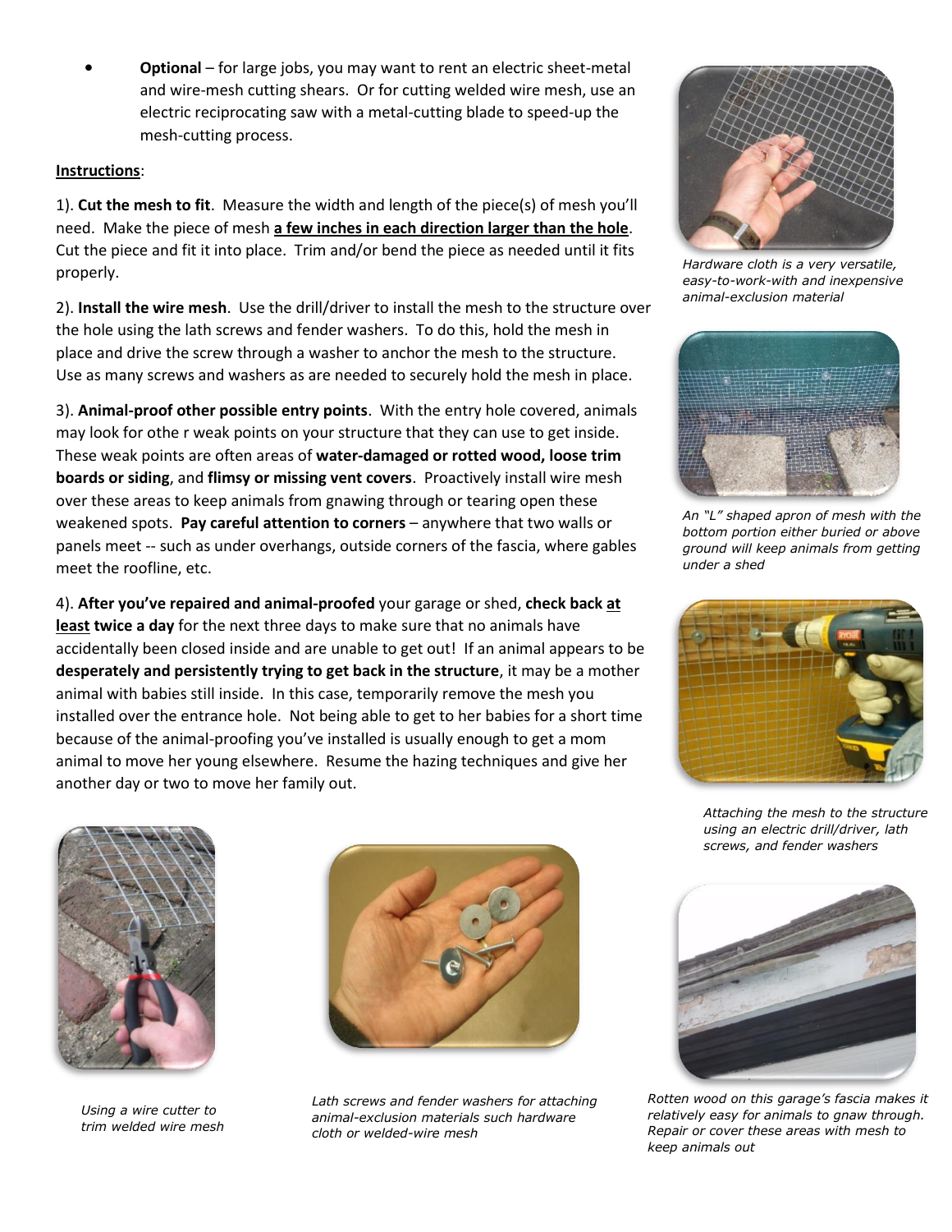- **Optional** – for large jobs, you may want to rent an electric sheet-metal and wire-mesh cutting shears. Or for cutting welded wire mesh, use an electric reciprocating saw with a metal-cutting blade to speed-up the mesh-cutting process.

**Instructions**:

1). **Cut the mesh to fit**. Measure the width and length of the piece(s) of mesh you'll need. Make the piece of mesh **a few inches in each direction larger than the hole**. Cut the piece and fit it into place. Trim and/or bend the piece as needed until it fits properly.

2). **Install the wire mesh**. Use the drill/driver to install the mesh to the structure over the hole using the lath screws and fender washers. To do this, hold the mesh in place and drive the screw through a washer to anchor the mesh to the structure. Use as many screws and washers as are needed to securely hold the mesh in place.

3). **Animal-proof other possible entry points**. With the entry hole covered, animals may look for othe r weak points on your structure that they can use to get inside. These weak points are often areas of **water-damaged or rotted wood, loose trim boards or siding**, and **flimsy or missing vent covers**. Proactively install wire mesh over these areas to keep animals from gnawing through or tearing open these weakened spots. **Pay careful attention to corners** – anywhere that two walls or panels meet -- such as under overhangs, outside corners of the fascia, where gables meet the roofline, etc.

4). **After you've repaired and animal-proofed** your garage or shed, **check back at least twice a day** for the next three days to make sure that no animals have accidentally been closed inside and are unable to get out! If an animal appears to be **desperately and persistently trying to get back in the structure**, it may be a mother animal with babies still inside. In this case, temporarily remove the mesh you installed over the entrance hole. Not being able to get to her babies for a short time because of the animal-proofing you've installed is usually enough to get a mom animal to move her young elsewhere. Resume the hazing techniques and give her another day or two to move her family out.

*Hardware cloth is a very versatile, easy-to-work-with and inexpensive animal-exclusion material*

*An "L" shaped apron of mesh with the bottom portion either buried or above ground will keep animals from getting under a shed*

*Attaching the mesh to the structure using an electric drill/driver, lath screws, and fender washers*

*Using a wire cutter to trim welded wire mesh*

*Lath screws and fender washers for attaching animal-exclusion materials such hardware cloth or welded-wire mesh*

*Rotten wood on this garage's fascia makes it relatively easy for animals to gnaw through. Repair or cover these areas with mesh to keep animals out*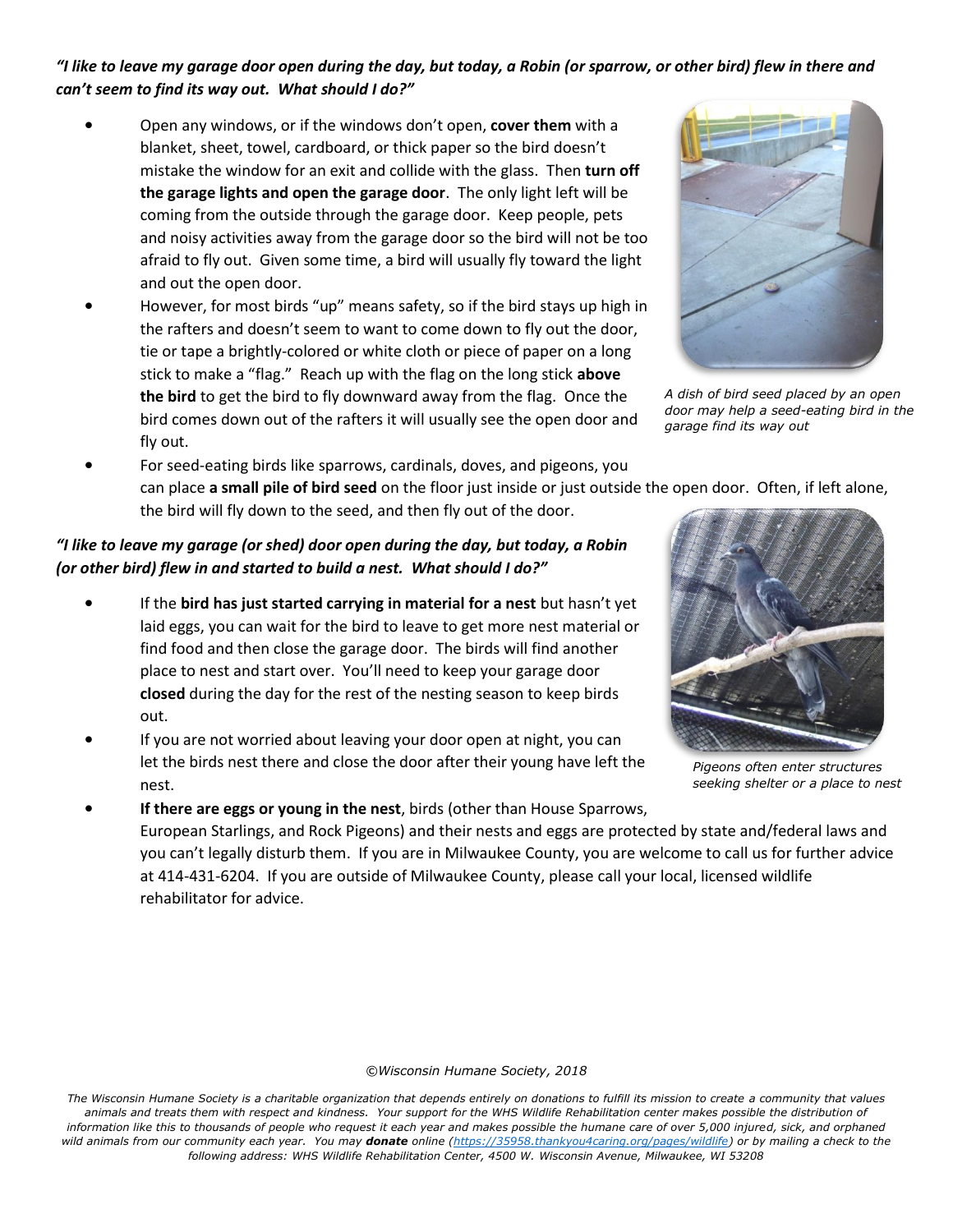***"I like to leave my garage door open during the day, but today, a Robin (or sparrow, or other bird) flew in there and can't seem to find its way out. What should I do?"***

- Open any windows, or if the windows don't open, **cover them** with a blanket, sheet, towel, cardboard, or thick paper so the bird doesn't mistake the window for an exit and collide with the glass. Then **turn off the garage lights and open the garage door**. The only light left will be coming from the outside through the garage door. Keep people, pets and noisy activities away from the garage door so the bird will not be too afraid to fly out. Given some time, a bird will usually fly toward the light and out the open door.
- However, for most birds "up" means safety, so if the bird stays up high in the rafters and doesn't seem to want to come down to fly out the door, tie or tape a brightly-colored or white cloth or piece of paper on a long stick to make a "flag." Reach up with the flag on the long stick **above the bird** to get the bird to fly downward away from the flag. Once the bird comes down out of the rafters it will usually see the open door and fly out.
- For seed-eating birds like sparrows, cardinals, doves, and pigeons, you can place **a small pile of bird seed** on the floor just inside or just outside the open door. Often, if left alone, the bird will fly down to the seed, and then fly out of the door.

*A dish of bird seed placed by an open door may help a seed-eating bird in the garage find its way out*

***"I like to leave my garage (or shed) door open during the day, but today, a Robin (or other bird) flew in and started to build a nest. What should I do?"***

- If the **bird has just started carrying in material for a nest** but hasn't yet laid eggs, you can wait for the bird to leave to get more nest material or find food and then close the garage door. The birds will find another place to nest and start over. You'll need to keep your garage door **closed** during the day for the rest of the nesting season to keep birds out.
- If you are not worried about leaving your door open at night, you can let the birds nest there and close the door after their young have left the nest.
- **If there are eggs or young in the nest**, birds (other than House Sparrows, European Starlings, and Rock Pigeons) and their nests and eggs are protected by state and/federal laws and you can't legally disturb them. If you are in Milwaukee County, you are welcome to call us for further advice at 414-431-6204. If you are outside of Milwaukee County, please call your local, licensed wildlife rehabilitator for advice.

*Pigeons often enter structures seeking shelter or a place to nest*

*©Wisconsin Humane Society, 2018*

*The Wisconsin Humane Society is a charitable organization that depends entirely on donations to fulfill its mission to create a community that values animals and treats them with respect and kindness. Your support for the WHS Wildlife Rehabilitation center makes possible the distribution of information like this to thousands of people who request it each year and makes possible the humane care of over 5,000 injured, sick, and orphaned wild animals from our community each year. You may **donate** online (https://35958.thankyou4caring.org/pages/wildlife) or by mailing a check to the following address: WHS Wildlife Rehabilitation Center, 4500 W. Wisconsin Avenue, Milwaukee, WI 53208*